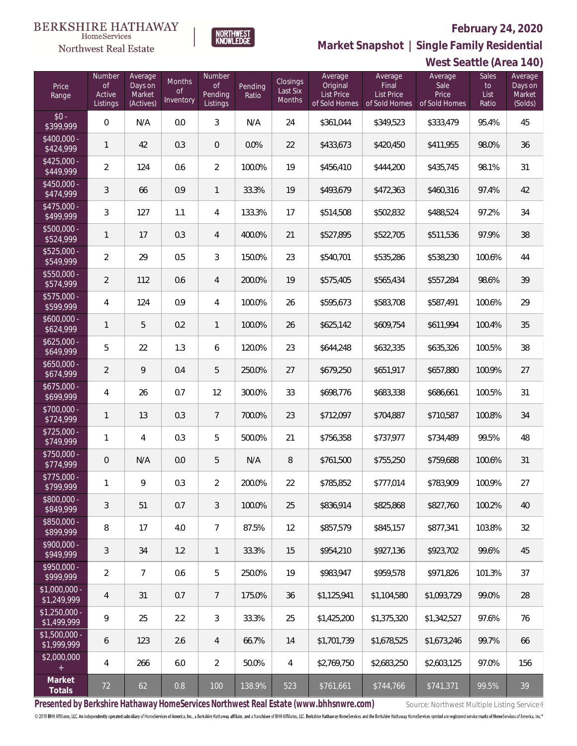BERKSHIRE HATHAWAY HomeServices Northwest Real Estate

NORTHWEST KNOWLEDGE

# February 24, 2020

## Market Snapshot | Single Family Residential

## West Seattle (Area 140)

| Price Range | Number of Active Listings | Average Days on Market (Actives) | Months of Inventory | Number of Pending Listings | Pending Ratio | Closings Last Six Months | Average Original List Price of Sold Homes | Average Final List Price of Sold Homes | Average Sale Price of Sold Homes | Sales to List Ratio | Average Days on Market (Solds) |
|---|---|---|---|---|---|---|---|---|---|---|---|
| $0 - $399,999 | 0 | N/A | 0.0 | 3 | N/A | 24 | $361,044 | $349,523 | $333,479 | 95.4% | 45 |
| $400,000 - $424,999 | 1 | 42 | 0.3 | 0 | 0.0% | 22 | $433,673 | $420,450 | $411,955 | 98.0% | 36 |
| $425,000 - $449,999 | 2 | 124 | 0.6 | 2 | 100.0% | 19 | $456,410 | $444,200 | $435,745 | 98.1% | 31 |
| $450,000 - $474,999 | 3 | 66 | 0.9 | 1 | 33.3% | 19 | $493,679 | $472,363 | $460,316 | 97.4% | 42 |
| $475,000 - $499,999 | 3 | 127 | 1.1 | 4 | 133.3% | 17 | $514,508 | $502,832 | $488,524 | 97.2% | 34 |
| $500,000 - $524,999 | 1 | 17 | 0.3 | 4 | 400.0% | 21 | $527,895 | $522,705 | $511,536 | 97.9% | 38 |
| $525,000 - $549,999 | 2 | 29 | 0.5 | 3 | 150.0% | 23 | $540,701 | $535,286 | $538,230 | 100.6% | 44 |
| $550,000 - $574,999 | 2 | 112 | 0.6 | 4 | 200.0% | 19 | $575,405 | $565,434 | $557,284 | 98.6% | 39 |
| $575,000 - $599,999 | 4 | 124 | 0.9 | 4 | 100.0% | 26 | $595,673 | $583,708 | $587,491 | 100.6% | 29 |
| $600,000 - $624,999 | 1 | 5 | 0.2 | 1 | 100.0% | 26 | $625,142 | $609,754 | $611,994 | 100.4% | 35 |
| $625,000 - $649,999 | 5 | 22 | 1.3 | 6 | 120.0% | 23 | $644,248 | $632,335 | $635,326 | 100.5% | 38 |
| $650,000 - $674,999 | 2 | 9 | 0.4 | 5 | 250.0% | 27 | $679,250 | $651,917 | $657,880 | 100.9% | 27 |
| $675,000 - $699,999 | 4 | 26 | 0.7 | 12 | 300.0% | 33 | $698,776 | $683,338 | $686,661 | 100.5% | 31 |
| $700,000 - $724,999 | 1 | 13 | 0.3 | 7 | 700.0% | 23 | $712,097 | $704,887 | $710,587 | 100.8% | 34 |
| $725,000 - $749,999 | 1 | 4 | 0.3 | 5 | 500.0% | 21 | $756,358 | $737,977 | $734,489 | 99.5% | 48 |
| $750,000 - $774,999 | 0 | N/A | 0.0 | 5 | N/A | 8 | $761,500 | $755,250 | $759,688 | 100.6% | 31 |
| $775,000 - $799,999 | 1 | 9 | 0.3 | 2 | 200.0% | 22 | $785,852 | $777,014 | $783,909 | 100.9% | 27 |
| $800,000 - $849,999 | 3 | 51 | 0.7 | 3 | 100.0% | 25 | $836,914 | $825,868 | $827,760 | 100.2% | 40 |
| $850,000 - $899,999 | 8 | 17 | 4.0 | 7 | 87.5% | 12 | $857,579 | $845,157 | $877,341 | 103.8% | 32 |
| $900,000 - $949,999 | 3 | 34 | 1.2 | 1 | 33.3% | 15 | $954,210 | $927,136 | $923,702 | 99.6% | 45 |
| $950,000 - $999,999 | 2 | 7 | 0.6 | 5 | 250.0% | 19 | $983,947 | $959,578 | $971,826 | 101.3% | 37 |
| $1,000,000 - $1,249,999 | 4 | 31 | 0.7 | 7 | 175.0% | 36 | $1,125,941 | $1,104,580 | $1,093,729 | 99.0% | 28 |
| $1,250,000 - $1,499,999 | 9 | 25 | 2.2 | 3 | 33.3% | 25 | $1,425,200 | $1,375,320 | $1,342,527 | 97.6% | 76 |
| $1,500,000 - $1,999,999 | 6 | 123 | 2.6 | 4 | 66.7% | 14 | $1,701,739 | $1,678,525 | $1,673,246 | 99.7% | 66 |
| $2,000,000 + | 4 | 266 | 6.0 | 2 | 50.0% | 4 | $2,769,750 | $2,683,250 | $2,603,125 | 97.0% | 156 |
| **Market Totals** | 72 | 62 | 0.8 | 100 | 138.9% | 523 | $761,661 | $744,766 | $741,371 | 99.5% | 39 |

**Presented by Berkshire Hathaway HomeServices Northwest Real Estate (www.bhhsnwre.com)** Source: Northwest Multiple Listing Service®

© 2019 BHH Affiliates, LLC. An independently operated subsidiary of HomeServices of America, Inc., a Berkshire Hathaway affiliate, and a franchisee of BHH Affiliates, LLC. Berkshire Hathaway HomeServices and the Berkshire Hathaway HomeServices symbol are registered service marks of HomeServices of America, Inc.®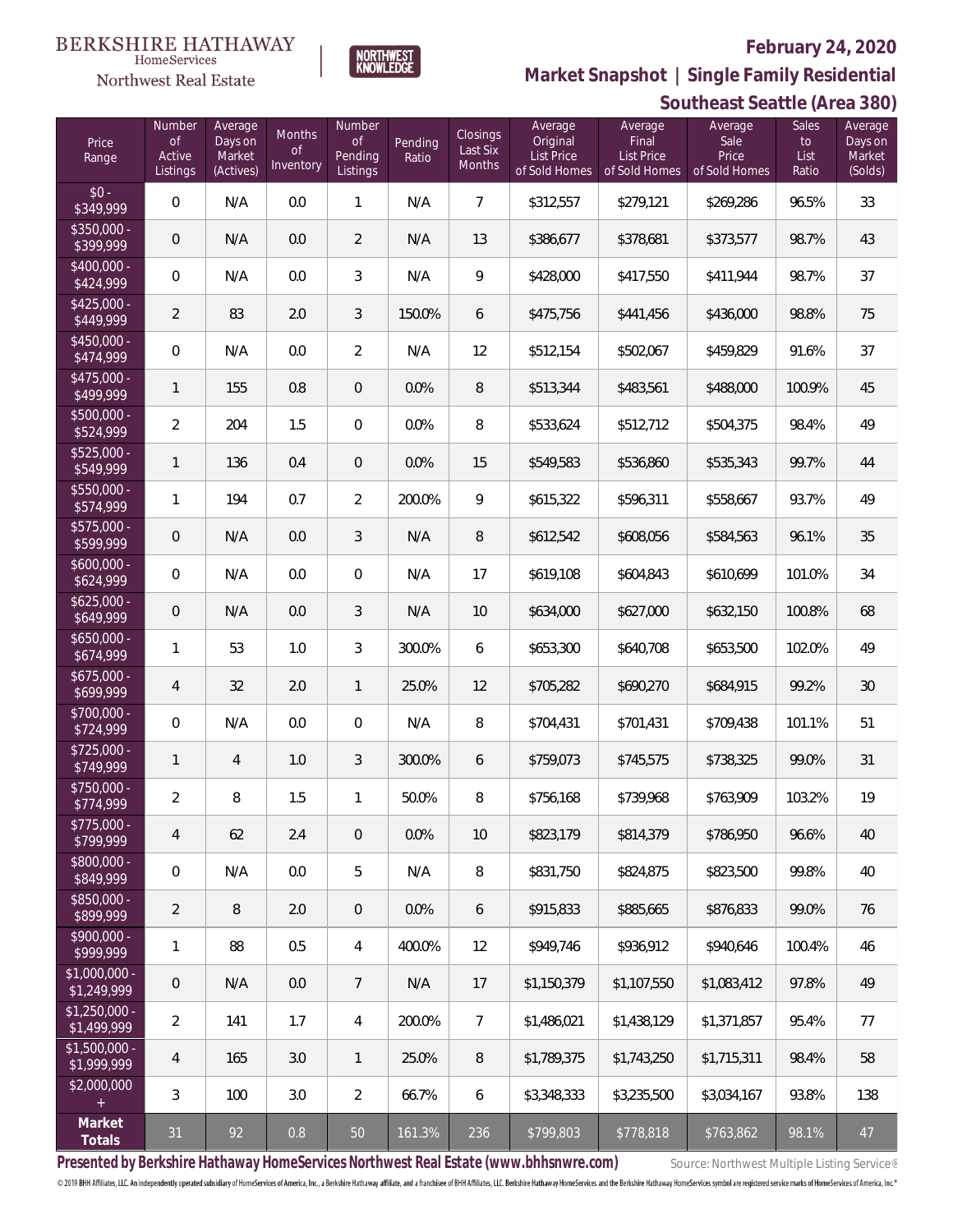BERKSHIRE HATHAWAY HomeServices Northwest Real Estate

NORTHWEST KNOWLEDGE

# February 24, 2020

## Market Snapshot | Single Family Residential

## Southeast Seattle (Area 380)

| Price Range | Number of Active Listings | Average Days on Market (Actives) | Months of Inventory | Number of Pending Listings | Pending Ratio | Closings Last Six Months | Average Original List Price of Sold Homes | Average Final List Price of Sold Homes | Average Sale Price of Sold Homes | Sales to List Ratio | Average Days on Market (Solds) |
|---|---|---|---|---|---|---|---|---|---|---|---|
| $0 - $349,999 | 0 | N/A | 0.0 | 1 | N/A | 7 | $312,557 | $279,121 | $269,286 | 96.5% | 33 |
| $350,000 - $399,999 | 0 | N/A | 0.0 | 2 | N/A | 13 | $386,677 | $378,681 | $373,577 | 98.7% | 43 |
| $400,000 - $424,999 | 0 | N/A | 0.0 | 3 | N/A | 9 | $428,000 | $417,550 | $411,944 | 98.7% | 37 |
| $425,000 - $449,999 | 2 | 83 | 2.0 | 3 | 150.0% | 6 | $475,756 | $441,456 | $436,000 | 98.8% | 75 |
| $450,000 - $474,999 | 0 | N/A | 0.0 | 2 | N/A | 12 | $512,154 | $502,067 | $459,829 | 91.6% | 37 |
| $475,000 - $499,999 | 1 | 155 | 0.8 | 0 | 0.0% | 8 | $513,344 | $483,561 | $488,000 | 100.9% | 45 |
| $500,000 - $524,999 | 2 | 204 | 1.5 | 0 | 0.0% | 8 | $533,624 | $512,712 | $504,375 | 98.4% | 49 |
| $525,000 - $549,999 | 1 | 136 | 0.4 | 0 | 0.0% | 15 | $549,583 | $536,860 | $535,343 | 99.7% | 44 |
| $550,000 - $574,999 | 1 | 194 | 0.7 | 2 | 200.0% | 9 | $615,322 | $596,311 | $558,667 | 93.7% | 49 |
| $575,000 - $599,999 | 0 | N/A | 0.0 | 3 | N/A | 8 | $612,542 | $608,056 | $584,563 | 96.1% | 35 |
| $600,000 - $624,999 | 0 | N/A | 0.0 | 0 | N/A | 17 | $619,108 | $604,843 | $610,699 | 101.0% | 34 |
| $625,000 - $649,999 | 0 | N/A | 0.0 | 3 | N/A | 10 | $634,000 | $627,000 | $632,150 | 100.8% | 68 |
| $650,000 - $674,999 | 1 | 53 | 1.0 | 3 | 300.0% | 6 | $653,300 | $640,708 | $653,500 | 102.0% | 49 |
| $675,000 - $699,999 | 4 | 32 | 2.0 | 1 | 25.0% | 12 | $705,282 | $690,270 | $684,915 | 99.2% | 30 |
| $700,000 - $724,999 | 0 | N/A | 0.0 | 0 | N/A | 8 | $704,431 | $701,431 | $709,438 | 101.1% | 51 |
| $725,000 - $749,999 | 1 | 4 | 1.0 | 3 | 300.0% | 6 | $759,073 | $745,575 | $738,325 | 99.0% | 31 |
| $750,000 - $774,999 | 2 | 8 | 1.5 | 1 | 50.0% | 8 | $756,168 | $739,968 | $763,909 | 103.2% | 19 |
| $775,000 - $799,999 | 4 | 62 | 2.4 | 0 | 0.0% | 10 | $823,179 | $814,379 | $786,950 | 96.6% | 40 |
| $800,000 - $849,999 | 0 | N/A | 0.0 | 5 | N/A | 8 | $831,750 | $824,875 | $823,500 | 99.8% | 40 |
| $850,000 - $899,999 | 2 | 8 | 2.0 | 0 | 0.0% | 6 | $915,833 | $885,665 | $876,833 | 99.0% | 76 |
| $900,000 - $999,999 | 1 | 88 | 0.5 | 4 | 400.0% | 12 | $949,746 | $936,912 | $940,646 | 100.4% | 46 |
| $1,000,000 - $1,249,999 | 0 | N/A | 0.0 | 7 | N/A | 17 | $1,150,379 | $1,107,550 | $1,083,412 | 97.8% | 49 |
| $1,250,000 - $1,499,999 | 2 | 141 | 1.7 | 4 | 200.0% | 7 | $1,486,021 | $1,438,129 | $1,371,857 | 95.4% | 77 |
| $1,500,000 - $1,999,999 | 4 | 165 | 3.0 | 1 | 25.0% | 8 | $1,789,375 | $1,743,250 | $1,715,311 | 98.4% | 58 |
| $2,000,000 + | 3 | 100 | 3.0 | 2 | 66.7% | 6 | $3,348,333 | $3,235,500 | $3,034,167 | 93.8% | 138 |
| **Market Totals** | 31 | 92 | 0.8 | 50 | 161.3% | 236 | $799,803 | $778,818 | $763,862 | 98.1% | 47 |

**Presented by Berkshire Hathaway HomeServices Northwest Real Estate (www.bhhsnwre.com)**

Source: Northwest Multiple Listing Service®

© 2019 BHH Affiliates, LLC. An independently operated subsidiary of HomeServices of America, Inc., a Berkshire Hathaway affiliate, and a franchisee of BHH Affiliates, LLC. Berkshire Hathaway HomeServices and the Berkshire Hathaway HomeServices symbol are registered service marks of HomeServices of America, Inc.®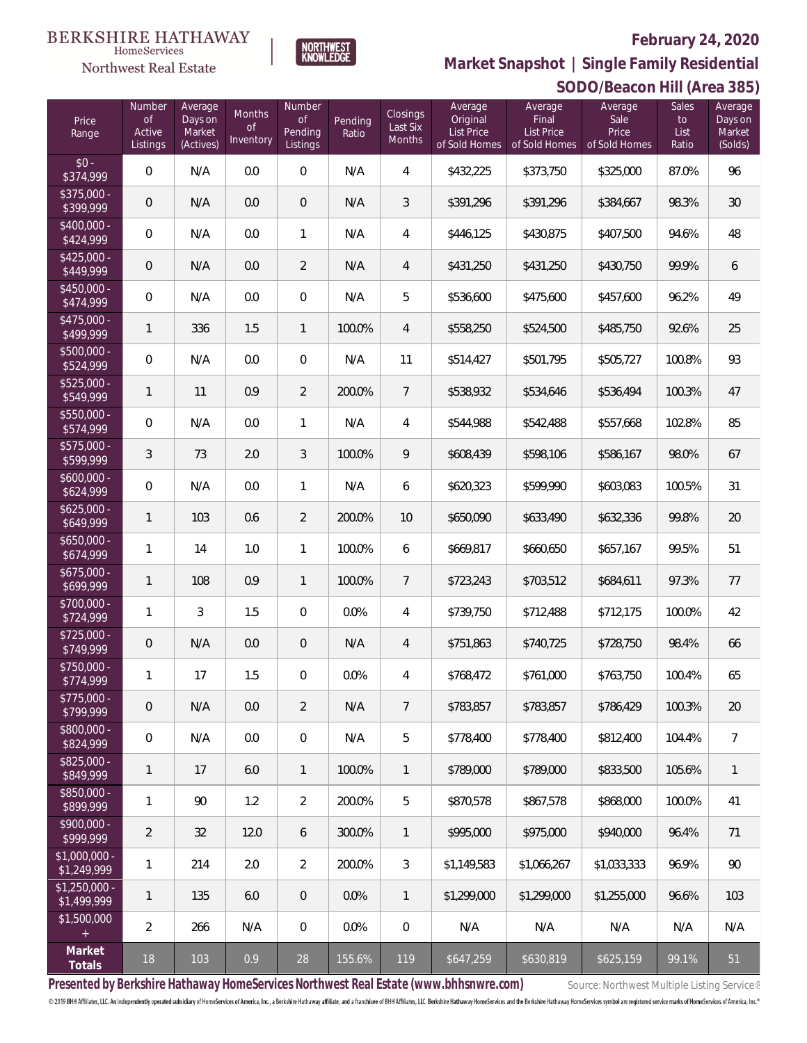BERKSHIRE HATHAWAY HomeServices Northwest Real Estate

NORTHWEST KNOWLEDGE

## February 24, 2020

## Market Snapshot | Single Family Residential

## SODO/Beacon Hill (Area 385)

| Price Range | Number of Active Listings | Average Days on Market (Actives) | Months of Inventory | Number of Pending Listings | Pending Ratio | Closings Last Six Months | Average Original List Price of Sold Homes | Average Final List Price of Sold Homes | Average Sale Price of Sold Homes | Sales to List Ratio | Average Days on Market (Solds) |
|---|---|---|---|---|---|---|---|---|---|---|---|
| $0 - $374,999 | 0 | N/A | 0.0 | 0 | N/A | 4 | $432,225 | $373,750 | $325,000 | 87.0% | 96 |
| $375,000 - $399,999 | 0 | N/A | 0.0 | 0 | N/A | 3 | $391,296 | $391,296 | $384,667 | 98.3% | 30 |
| $400,000 - $424,999 | 0 | N/A | 0.0 | 1 | N/A | 4 | $446,125 | $430,875 | $407,500 | 94.6% | 48 |
| $425,000 - $449,999 | 0 | N/A | 0.0 | 2 | N/A | 4 | $431,250 | $431,250 | $430,750 | 99.9% | 6 |
| $450,000 - $474,999 | 0 | N/A | 0.0 | 0 | N/A | 5 | $536,600 | $475,600 | $457,600 | 96.2% | 49 |
| $475,000 - $499,999 | 1 | 336 | 1.5 | 1 | 100.0% | 4 | $558,250 | $524,500 | $485,750 | 92.6% | 25 |
| $500,000 - $524,999 | 0 | N/A | 0.0 | 0 | N/A | 11 | $514,427 | $501,795 | $505,727 | 100.8% | 93 |
| $525,000 - $549,999 | 1 | 11 | 0.9 | 2 | 200.0% | 7 | $538,932 | $534,646 | $536,494 | 100.3% | 47 |
| $550,000 - $574,999 | 0 | N/A | 0.0 | 1 | N/A | 4 | $544,988 | $542,488 | $557,668 | 102.8% | 85 |
| $575,000 - $599,999 | 3 | 73 | 2.0 | 3 | 100.0% | 9 | $608,439 | $598,106 | $586,167 | 98.0% | 67 |
| $600,000 - $624,999 | 0 | N/A | 0.0 | 1 | N/A | 6 | $620,323 | $599,990 | $603,083 | 100.5% | 31 |
| $625,000 - $649,999 | 1 | 103 | 0.6 | 2 | 200.0% | 10 | $650,090 | $633,490 | $632,336 | 99.8% | 20 |
| $650,000 - $674,999 | 1 | 14 | 1.0 | 1 | 100.0% | 6 | $669,817 | $660,650 | $657,167 | 99.5% | 51 |
| $675,000 - $699,999 | 1 | 108 | 0.9 | 1 | 100.0% | 7 | $723,243 | $703,512 | $684,611 | 97.3% | 77 |
| $700,000 - $724,999 | 1 | 3 | 1.5 | 0 | 0.0% | 4 | $739,750 | $712,488 | $712,175 | 100.0% | 42 |
| $725,000 - $749,999 | 0 | N/A | 0.0 | 0 | N/A | 4 | $751,863 | $740,725 | $728,750 | 98.4% | 66 |
| $750,000 - $774,999 | 1 | 17 | 1.5 | 0 | 0.0% | 4 | $768,472 | $761,000 | $763,750 | 100.4% | 65 |
| $775,000 - $799,999 | 0 | N/A | 0.0 | 2 | N/A | 7 | $783,857 | $783,857 | $786,429 | 100.3% | 20 |
| $800,000 - $824,999 | 0 | N/A | 0.0 | 0 | N/A | 5 | $778,400 | $778,400 | $812,400 | 104.4% | 7 |
| $825,000 - $849,999 | 1 | 17 | 6.0 | 1 | 100.0% | 1 | $789,000 | $789,000 | $833,500 | 105.6% | 1 |
| $850,000 - $899,999 | 1 | 90 | 1.2 | 2 | 200.0% | 5 | $870,578 | $867,578 | $868,000 | 100.0% | 41 |
| $900,000 - $999,999 | 2 | 32 | 12.0 | 6 | 300.0% | 1 | $995,000 | $975,000 | $940,000 | 96.4% | 71 |
| $1,000,000 - $1,249,999 | 1 | 214 | 2.0 | 2 | 200.0% | 3 | $1,149,583 | $1,066,267 | $1,033,333 | 96.9% | 90 |
| $1,250,000 - $1,499,999 | 1 | 135 | 6.0 | 0 | 0.0% | 1 | $1,299,000 | $1,299,000 | $1,255,000 | 96.6% | 103 |
| $1,500,000 + | 2 | 266 | N/A | 0 | 0.0% | 0 | N/A | N/A | N/A | N/A | N/A |
| **Market Totals** | 18 | 103 | 0.9 | 28 | 155.6% | 119 | $647,259 | $630,819 | $625,159 | 99.1% | 51 |

**Presented by Berkshire Hathaway HomeServices Northwest Real Estate (www.bhhsnwre.com)**

Source: Northwest Multiple Listing Service®

© 2019 BHH Affiliates, LLC. An independently operated subsidiary of HomeServices of America, Inc., a Berkshire Hathaway affiliate, and a franchisee of BHH Affiliates, LLC. Berkshire Hathaway HomeServices and the Berkshire Hathaway HomeServices symbol are registered service marks of HomeServices of America, Inc.®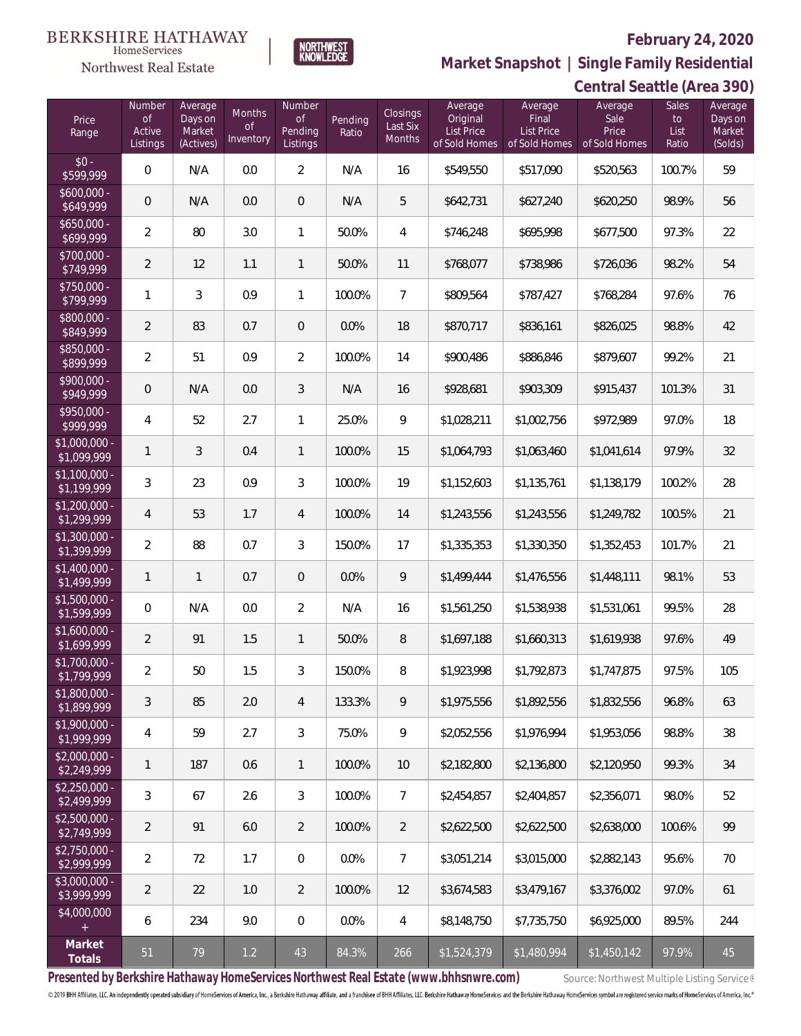BERKSHIRE HATHAWAY HomeServices Northwest Real Estate | NORTHWEST KNOWLEDGE

**February 24, 2020**

## Market Snapshot | Single Family Residential

## Central Seattle (Area 390)

| Price Range | Number of Active Listings | Average Days on Market (Actives) | Months of Inventory | Number of Pending Listings | Pending Ratio | Closings Last Six Months | Average Original List Price of Sold Homes | Average Final List Price of Sold Homes | Average Sale Price of Sold Homes | Sales to List Ratio | Average Days on Market (Solds) |
|---|---|---|---|---|---|---|---|---|---|---|---|
| $0 - $599,999 | 0 | N/A | 0.0 | 2 | N/A | 16 | $549,550 | $517,090 | $520,563 | 100.7% | 59 |
| $600,000 - $649,999 | 0 | N/A | 0.0 | 0 | N/A | 5 | $642,731 | $627,240 | $620,250 | 98.9% | 56 |
| $650,000 - $699,999 | 2 | 80 | 3.0 | 1 | 50.0% | 4 | $746,248 | $695,998 | $677,500 | 97.3% | 22 |
| $700,000 - $749,999 | 2 | 12 | 1.1 | 1 | 50.0% | 11 | $768,077 | $738,986 | $726,036 | 98.2% | 54 |
| $750,000 - $799,999 | 1 | 3 | 0.9 | 1 | 100.0% | 7 | $809,564 | $787,427 | $768,284 | 97.6% | 76 |
| $800,000 - $849,999 | 2 | 83 | 0.7 | 0 | 0.0% | 18 | $870,717 | $836,161 | $826,025 | 98.8% | 42 |
| $850,000 - $899,999 | 2 | 51 | 0.9 | 2 | 100.0% | 14 | $900,486 | $886,846 | $879,607 | 99.2% | 21 |
| $900,000 - $949,999 | 0 | N/A | 0.0 | 3 | N/A | 16 | $928,681 | $903,309 | $915,437 | 101.3% | 31 |
| $950,000 - $999,999 | 4 | 52 | 2.7 | 1 | 25.0% | 9 | $1,028,211 | $1,002,756 | $972,989 | 97.0% | 18 |
| $1,000,000 - $1,099,999 | 1 | 3 | 0.4 | 1 | 100.0% | 15 | $1,064,793 | $1,063,460 | $1,041,614 | 97.9% | 32 |
| $1,100,000 - $1,199,999 | 3 | 23 | 0.9 | 3 | 100.0% | 19 | $1,152,603 | $1,135,761 | $1,138,179 | 100.2% | 28 |
| $1,200,000 - $1,299,999 | 4 | 53 | 1.7 | 4 | 100.0% | 14 | $1,243,556 | $1,243,556 | $1,249,782 | 100.5% | 21 |
| $1,300,000 - $1,399,999 | 2 | 88 | 0.7 | 3 | 150.0% | 17 | $1,335,353 | $1,330,350 | $1,352,453 | 101.7% | 21 |
| $1,400,000 - $1,499,999 | 1 | 1 | 0.7 | 0 | 0.0% | 9 | $1,499,444 | $1,476,556 | $1,448,111 | 98.1% | 53 |
| $1,500,000 - $1,599,999 | 0 | N/A | 0.0 | 2 | N/A | 16 | $1,561,250 | $1,538,938 | $1,531,061 | 99.5% | 28 |
| $1,600,000 - $1,699,999 | 2 | 91 | 1.5 | 1 | 50.0% | 8 | $1,697,188 | $1,660,313 | $1,619,938 | 97.6% | 49 |
| $1,700,000 - $1,799,999 | 2 | 50 | 1.5 | 3 | 150.0% | 8 | $1,923,998 | $1,792,873 | $1,747,875 | 97.5% | 105 |
| $1,800,000 - $1,899,999 | 3 | 85 | 2.0 | 4 | 133.3% | 9 | $1,975,556 | $1,892,556 | $1,832,556 | 96.8% | 63 |
| $1,900,000 - $1,999,999 | 4 | 59 | 2.7 | 3 | 75.0% | 9 | $2,052,556 | $1,976,994 | $1,953,056 | 98.8% | 38 |
| $2,000,000 - $2,249,999 | 1 | 187 | 0.6 | 1 | 100.0% | 10 | $2,182,800 | $2,136,800 | $2,120,950 | 99.3% | 34 |
| $2,250,000 - $2,499,999 | 3 | 67 | 2.6 | 3 | 100.0% | 7 | $2,454,857 | $2,404,857 | $2,356,071 | 98.0% | 52 |
| $2,500,000 - $2,749,999 | 2 | 91 | 6.0 | 2 | 100.0% | 2 | $2,622,500 | $2,622,500 | $2,638,000 | 100.6% | 99 |
| $2,750,000 - $2,999,999 | 2 | 72 | 1.7 | 0 | 0.0% | 7 | $3,051,214 | $3,015,000 | $2,882,143 | 95.6% | 70 |
| $3,000,000 - $3,999,999 | 2 | 22 | 1.0 | 2 | 100.0% | 12 | $3,674,583 | $3,479,167 | $3,376,002 | 97.0% | 61 |
| $4,000,000 + | 6 | 234 | 9.0 | 0 | 0.0% | 4 | $8,148,750 | $7,735,750 | $6,925,000 | 89.5% | 244 |
| **Market Totals** | 51 | 79 | 1.2 | 43 | 84.3% | 266 | $1,524,379 | $1,480,994 | $1,450,142 | 97.9% | 45 |

**Presented by Berkshire Hathaway HomeServices Northwest Real Estate (www.bhhsnwre.com)**

Source: Northwest Multiple Listing Service®

© 2019 BHH Affiliates, LLC. An independently operated subsidiary of HomeServices of America, Inc., a Berkshire Hathaway affiliate, and a franchisee of BHH Affiliates, LLC. Berkshire Hathaway HomeServices and the Berkshire Hathaway HomeServices symbol are registered service marks of HomeServices of America, Inc.®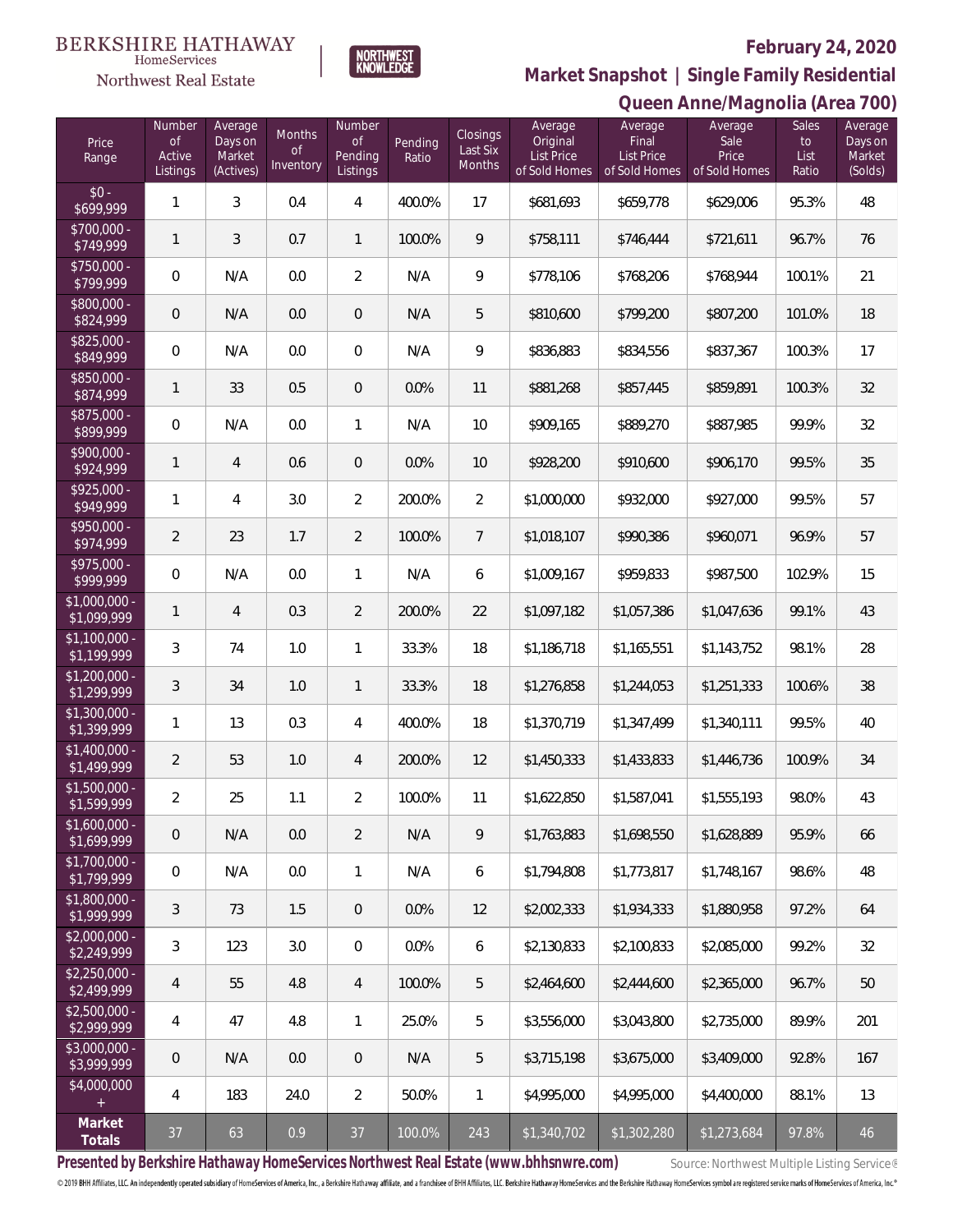BERKSHIRE HATHAWAY HomeServices Northwest Real Estate | NORTHWEST KNOWLEDGE

**February 24, 2020**

## Market Snapshot | Single Family Residential

## Queen Anne/Magnolia (Area 700)

| Price Range | Number of Active Listings | Average Days on Market (Actives) | Months of Inventory | Number of Pending Listings | Pending Ratio | Closings Last Six Months | Average Original List Price of Sold Homes | Average Final List Price of Sold Homes | Average Sale Price of Sold Homes | Sales to List Ratio | Average Days on Market (Solds) |
|---|---|---|---|---|---|---|---|---|---|---|---|
| $0 - $699,999 | 1 | 3 | 0.4 | 4 | 400.0% | 17 | $681,693 | $659,778 | $629,006 | 95.3% | 48 |
| $700,000 - $749,999 | 1 | 3 | 0.7 | 1 | 100.0% | 9 | $758,111 | $746,444 | $721,611 | 96.7% | 76 |
| $750,000 - $799,999 | 0 | N/A | 0.0 | 2 | N/A | 9 | $778,106 | $768,206 | $768,944 | 100.1% | 21 |
| $800,000 - $824,999 | 0 | N/A | 0.0 | 0 | N/A | 5 | $810,600 | $799,200 | $807,200 | 101.0% | 18 |
| $825,000 - $849,999 | 0 | N/A | 0.0 | 0 | N/A | 9 | $836,883 | $834,556 | $837,367 | 100.3% | 17 |
| $850,000 - $874,999 | 1 | 33 | 0.5 | 0 | 0.0% | 11 | $881,268 | $857,445 | $859,891 | 100.3% | 32 |
| $875,000 - $899,999 | 0 | N/A | 0.0 | 1 | N/A | 10 | $909,165 | $889,270 | $887,985 | 99.9% | 32 |
| $900,000 - $924,999 | 1 | 4 | 0.6 | 0 | 0.0% | 10 | $928,200 | $910,600 | $906,170 | 99.5% | 35 |
| $925,000 - $949,999 | 1 | 4 | 3.0 | 2 | 200.0% | 2 | $1,000,000 | $932,000 | $927,000 | 99.5% | 57 |
| $950,000 - $974,999 | 2 | 23 | 1.7 | 2 | 100.0% | 7 | $1,018,107 | $990,386 | $960,071 | 96.9% | 57 |
| $975,000 - $999,999 | 0 | N/A | 0.0 | 1 | N/A | 6 | $1,009,167 | $959,833 | $987,500 | 102.9% | 15 |
| $1,000,000 - $1,099,999 | 1 | 4 | 0.3 | 2 | 200.0% | 22 | $1,097,182 | $1,057,386 | $1,047,636 | 99.1% | 43 |
| $1,100,000 - $1,199,999 | 3 | 74 | 1.0 | 1 | 33.3% | 18 | $1,186,718 | $1,165,551 | $1,143,752 | 98.1% | 28 |
| $1,200,000 - $1,299,999 | 3 | 34 | 1.0 | 1 | 33.3% | 18 | $1,276,858 | $1,244,053 | $1,251,333 | 100.6% | 38 |
| $1,300,000 - $1,399,999 | 1 | 13 | 0.3 | 4 | 400.0% | 18 | $1,370,719 | $1,347,499 | $1,340,111 | 99.5% | 40 |
| $1,400,000 - $1,499,999 | 2 | 53 | 1.0 | 4 | 200.0% | 12 | $1,450,333 | $1,433,833 | $1,446,736 | 100.9% | 34 |
| $1,500,000 - $1,599,999 | 2 | 25 | 1.1 | 2 | 100.0% | 11 | $1,622,850 | $1,587,041 | $1,555,193 | 98.0% | 43 |
| $1,600,000 - $1,699,999 | 0 | N/A | 0.0 | 2 | N/A | 9 | $1,763,883 | $1,698,550 | $1,628,889 | 95.9% | 66 |
| $1,700,000 - $1,799,999 | 0 | N/A | 0.0 | 1 | N/A | 6 | $1,794,808 | $1,773,817 | $1,748,167 | 98.6% | 48 |
| $1,800,000 - $1,999,999 | 3 | 73 | 1.5 | 0 | 0.0% | 12 | $2,002,333 | $1,934,333 | $1,880,958 | 97.2% | 64 |
| $2,000,000 - $2,249,999 | 3 | 123 | 3.0 | 0 | 0.0% | 6 | $2,130,833 | $2,100,833 | $2,085,000 | 99.2% | 32 |
| $2,250,000 - $2,499,999 | 4 | 55 | 4.8 | 4 | 100.0% | 5 | $2,464,600 | $2,444,600 | $2,365,000 | 96.7% | 50 |
| $2,500,000 - $2,999,999 | 4 | 47 | 4.8 | 1 | 25.0% | 5 | $3,556,000 | $3,043,800 | $2,735,000 | 89.9% | 201 |
| $3,000,000 - $3,999,999 | 0 | N/A | 0.0 | 0 | N/A | 5 | $3,715,198 | $3,675,000 | $3,409,000 | 92.8% | 167 |
| $4,000,000 + | 4 | 183 | 24.0 | 2 | 50.0% | 1 | $4,995,000 | $4,995,000 | $4,400,000 | 88.1% | 13 |
| **Market Totals** | 37 | 63 | 0.9 | 37 | 100.0% | 243 | $1,340,702 | $1,302,280 | $1,273,684 | 97.8% | 46 |

**Presented by Berkshire Hathaway HomeServices Northwest Real Estate (www.bhhsnwre.com)**

Source: Northwest Multiple Listing Service®

© 2019 BHH Affiliates, LLC. An independently operated subsidiary of HomeServices of America, Inc., a Berkshire Hathaway affiliate, and a franchisee of BHH Affiliates, LLC. Berkshire Hathaway HomeServices and the Berkshire Hathaway HomeServices symbol are registered service marks of HomeServices of America, Inc.®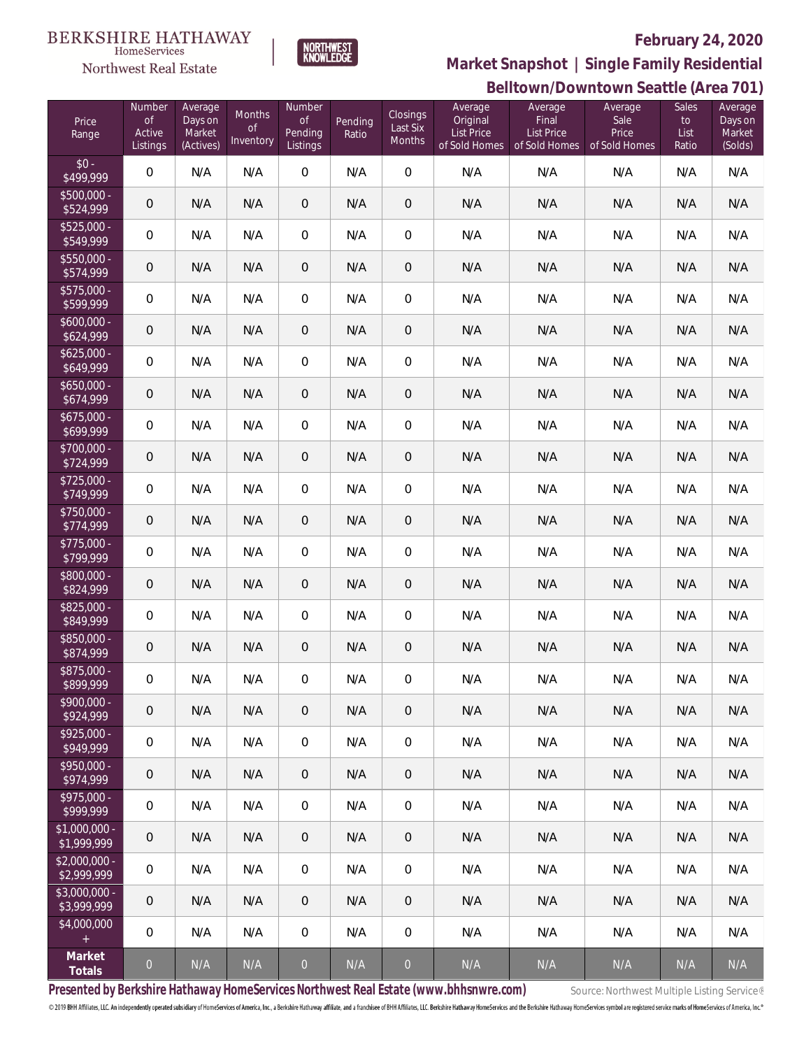BERKSHIRE HATHAWAY HomeServices Northwest Real Estate

NORTHWEST KNOWLEDGE

**February 24, 2020**

## Market Snapshot | Single Family Residential

## Belltown/Downtown Seattle (Area 701)

| Price Range | Number of Active Listings | Average Days on Market (Actives) | Months of Inventory | Number of Pending Listings | Pending Ratio | Closings Last Six Months | Average Original List Price of Sold Homes | Average Final List Price of Sold Homes | Average Sale Price of Sold Homes | Sales to List Ratio | Average Days on Market (Solds) |
|---|---|---|---|---|---|---|---|---|---|---|---|
| $0 - $499,999 | 0 | N/A | N/A | 0 | N/A | 0 | N/A | N/A | N/A | N/A | N/A |
| $500,000 - $524,999 | 0 | N/A | N/A | 0 | N/A | 0 | N/A | N/A | N/A | N/A | N/A |
| $525,000 - $549,999 | 0 | N/A | N/A | 0 | N/A | 0 | N/A | N/A | N/A | N/A | N/A |
| $550,000 - $574,999 | 0 | N/A | N/A | 0 | N/A | 0 | N/A | N/A | N/A | N/A | N/A |
| $575,000 - $599,999 | 0 | N/A | N/A | 0 | N/A | 0 | N/A | N/A | N/A | N/A | N/A |
| $600,000 - $624,999 | 0 | N/A | N/A | 0 | N/A | 0 | N/A | N/A | N/A | N/A | N/A |
| $625,000 - $649,999 | 0 | N/A | N/A | 0 | N/A | 0 | N/A | N/A | N/A | N/A | N/A |
| $650,000 - $674,999 | 0 | N/A | N/A | 0 | N/A | 0 | N/A | N/A | N/A | N/A | N/A |
| $675,000 - $699,999 | 0 | N/A | N/A | 0 | N/A | 0 | N/A | N/A | N/A | N/A | N/A |
| $700,000 - $724,999 | 0 | N/A | N/A | 0 | N/A | 0 | N/A | N/A | N/A | N/A | N/A |
| $725,000 - $749,999 | 0 | N/A | N/A | 0 | N/A | 0 | N/A | N/A | N/A | N/A | N/A |
| $750,000 - $774,999 | 0 | N/A | N/A | 0 | N/A | 0 | N/A | N/A | N/A | N/A | N/A |
| $775,000 - $799,999 | 0 | N/A | N/A | 0 | N/A | 0 | N/A | N/A | N/A | N/A | N/A |
| $800,000 - $824,999 | 0 | N/A | N/A | 0 | N/A | 0 | N/A | N/A | N/A | N/A | N/A |
| $825,000 - $849,999 | 0 | N/A | N/A | 0 | N/A | 0 | N/A | N/A | N/A | N/A | N/A |
| $850,000 - $874,999 | 0 | N/A | N/A | 0 | N/A | 0 | N/A | N/A | N/A | N/A | N/A |
| $875,000 - $899,999 | 0 | N/A | N/A | 0 | N/A | 0 | N/A | N/A | N/A | N/A | N/A |
| $900,000 - $924,999 | 0 | N/A | N/A | 0 | N/A | 0 | N/A | N/A | N/A | N/A | N/A |
| $925,000 - $949,999 | 0 | N/A | N/A | 0 | N/A | 0 | N/A | N/A | N/A | N/A | N/A |
| $950,000 - $974,999 | 0 | N/A | N/A | 0 | N/A | 0 | N/A | N/A | N/A | N/A | N/A |
| $975,000 - $999,999 | 0 | N/A | N/A | 0 | N/A | 0 | N/A | N/A | N/A | N/A | N/A |
| $1,000,000 - $1,999,999 | 0 | N/A | N/A | 0 | N/A | 0 | N/A | N/A | N/A | N/A | N/A |
| $2,000,000 - $2,999,999 | 0 | N/A | N/A | 0 | N/A | 0 | N/A | N/A | N/A | N/A | N/A |
| $3,000,000 - $3,999,999 | 0 | N/A | N/A | 0 | N/A | 0 | N/A | N/A | N/A | N/A | N/A |
| $4,000,000 + | 0 | N/A | N/A | 0 | N/A | 0 | N/A | N/A | N/A | N/A | N/A |
| **Market Totals** | 0 | N/A | N/A | 0 | N/A | 0 | N/A | N/A | N/A | N/A | N/A |

**Presented by Berkshire Hathaway HomeServices Northwest Real Estate (www.bhhsnwre.com)**

Source: Northwest Multiple Listing Service®

© 2019 BHH Affiliates, LLC. An independently operated subsidiary of HomeServices of America, Inc., a Berkshire Hathaway affiliate, and a franchisee of BHH Affiliates, LLC. Berkshire Hathaway HomeServices and the Berkshire Hathaway HomeServices symbol are registered service marks of HomeServices of America, Inc.®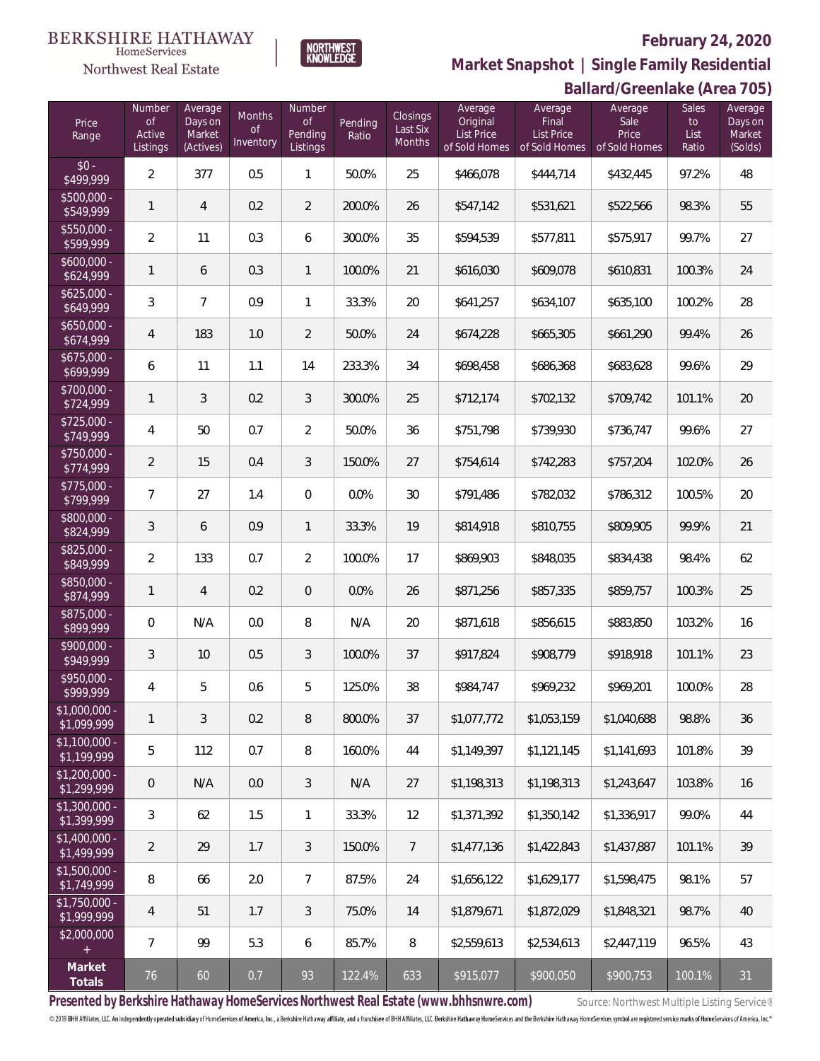BERKSHIRE HATHAWAY HomeServices Northwest Real Estate | NORTHWEST KNOWLEDGE

# February 24, 2020

## Market Snapshot | Single Family Residential

### Ballard/Greenlake (Area 705)

| Price Range | Number of Active Listings | Average Days on Market (Actives) | Months of Inventory | Number of Pending Listings | Pending Ratio | Closings Last Six Months | Average Original List Price of Sold Homes | Average Final List Price of Sold Homes | Average Sale Price of Sold Homes | Sales to List Ratio | Average Days on Market (Solds) |
|---|---|---|---|---|---|---|---|---|---|---|---|
| $0 - $499,999 | 2 | 377 | 0.5 | 1 | 50.0% | 25 | $466,078 | $444,714 | $432,445 | 97.2% | 48 |
| $500,000 - $549,999 | 1 | 4 | 0.2 | 2 | 200.0% | 26 | $547,142 | $531,621 | $522,566 | 98.3% | 55 |
| $550,000 - $599,999 | 2 | 11 | 0.3 | 6 | 300.0% | 35 | $594,539 | $577,811 | $575,917 | 99.7% | 27 |
| $600,000 - $624,999 | 1 | 6 | 0.3 | 1 | 100.0% | 21 | $616,030 | $609,078 | $610,831 | 100.3% | 24 |
| $625,000 - $649,999 | 3 | 7 | 0.9 | 1 | 33.3% | 20 | $641,257 | $634,107 | $635,100 | 100.2% | 28 |
| $650,000 - $674,999 | 4 | 183 | 1.0 | 2 | 50.0% | 24 | $674,228 | $665,305 | $661,290 | 99.4% | 26 |
| $675,000 - $699,999 | 6 | 11 | 1.1 | 14 | 233.3% | 34 | $698,458 | $686,368 | $683,628 | 99.6% | 29 |
| $700,000 - $724,999 | 1 | 3 | 0.2 | 3 | 300.0% | 25 | $712,174 | $702,132 | $709,742 | 101.1% | 20 |
| $725,000 - $749,999 | 4 | 50 | 0.7 | 2 | 50.0% | 36 | $751,798 | $739,930 | $736,747 | 99.6% | 27 |
| $750,000 - $774,999 | 2 | 15 | 0.4 | 3 | 150.0% | 27 | $754,614 | $742,283 | $757,204 | 102.0% | 26 |
| $775,000 - $799,999 | 7 | 27 | 1.4 | 0 | 0.0% | 30 | $791,486 | $782,032 | $786,312 | 100.5% | 20 |
| $800,000 - $824,999 | 3 | 6 | 0.9 | 1 | 33.3% | 19 | $814,918 | $810,755 | $809,905 | 99.9% | 21 |
| $825,000 - $849,999 | 2 | 133 | 0.7 | 2 | 100.0% | 17 | $869,903 | $848,035 | $834,438 | 98.4% | 62 |
| $850,000 - $874,999 | 1 | 4 | 0.2 | 0 | 0.0% | 26 | $871,256 | $857,335 | $859,757 | 100.3% | 25 |
| $875,000 - $899,999 | 0 | N/A | 0.0 | 8 | N/A | 20 | $871,618 | $856,615 | $883,850 | 103.2% | 16 |
| $900,000 - $949,999 | 3 | 10 | 0.5 | 3 | 100.0% | 37 | $917,824 | $908,779 | $918,918 | 101.1% | 23 |
| $950,000 - $999,999 | 4 | 5 | 0.6 | 5 | 125.0% | 38 | $984,747 | $969,232 | $969,201 | 100.0% | 28 |
| $1,000,000 - $1,099,999 | 1 | 3 | 0.2 | 8 | 800.0% | 37 | $1,077,772 | $1,053,159 | $1,040,688 | 98.8% | 36 |
| $1,100,000 - $1,199,999 | 5 | 112 | 0.7 | 8 | 160.0% | 44 | $1,149,397 | $1,121,145 | $1,141,693 | 101.8% | 39 |
| $1,200,000 - $1,299,999 | 0 | N/A | 0.0 | 3 | N/A | 27 | $1,198,313 | $1,198,313 | $1,243,647 | 103.8% | 16 |
| $1,300,000 - $1,399,999 | 3 | 62 | 1.5 | 1 | 33.3% | 12 | $1,371,392 | $1,350,142 | $1,336,917 | 99.0% | 44 |
| $1,400,000 - $1,499,999 | 2 | 29 | 1.7 | 3 | 150.0% | 7 | $1,477,136 | $1,422,843 | $1,437,887 | 101.1% | 39 |
| $1,500,000 - $1,749,999 | 8 | 66 | 2.0 | 7 | 87.5% | 24 | $1,656,122 | $1,629,177 | $1,598,475 | 98.1% | 57 |
| $1,750,000 - $1,999,999 | 4 | 51 | 1.7 | 3 | 75.0% | 14 | $1,879,671 | $1,872,029 | $1,848,321 | 98.7% | 40 |
| $2,000,000 + | 7 | 99 | 5.3 | 6 | 85.7% | 8 | $2,559,613 | $2,534,613 | $2,447,119 | 96.5% | 43 |
| **Market Totals** | 76 | 60 | 0.7 | 93 | 122.4% | 633 | $915,077 | $900,050 | $900,753 | 100.1% | 31 |

**Presented by Berkshire Hathaway HomeServices Northwest Real Estate (www.bhhsnwre.com)** Source: Northwest Multiple Listing Service®

© 2019 BHH Affiliates, LLC. An independently operated subsidiary of HomeServices of America, Inc., a Berkshire Hathaway affiliate, and a franchisee of BHH Affiliates, LLC. Berkshire Hathaway HomeServices and the Berkshire Hathaway HomeServices symbol are registered service marks of HomeServices of America, Inc.®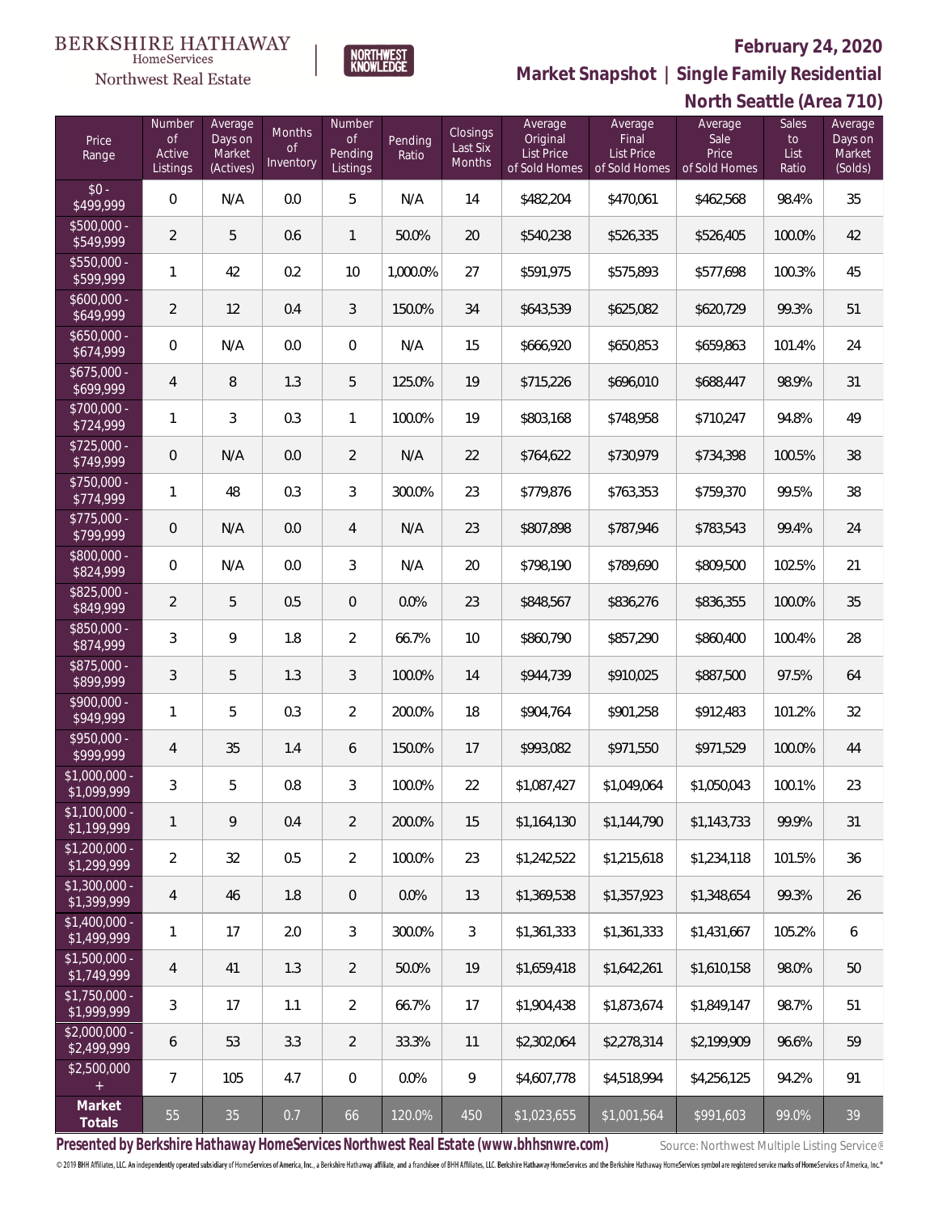BERKSHIRE HATHAWAY HomeServices Northwest Real Estate

NORTHWEST KNOWLEDGE

## February 24, 2020

## Market Snapshot | Single Family Residential

## North Seattle (Area 710)

| Price Range | Number of Active Listings | Average Days on Market (Actives) | Months of Inventory | Number of Pending Listings | Pending Ratio | Closings Last Six Months | Average Original List Price of Sold Homes | Average Final List Price of Sold Homes | Average Sale Price of Sold Homes | Sales to List Ratio | Average Days on Market (Solds) |
|---|---|---|---|---|---|---|---|---|---|---|---|
| $0 - $499,999 | 0 | N/A | 0.0 | 5 | N/A | 14 | $482,204 | $470,061 | $462,568 | 98.4% | 35 |
| $500,000 - $549,999 | 2 | 5 | 0.6 | 1 | 50.0% | 20 | $540,238 | $526,335 | $526,405 | 100.0% | 42 |
| $550,000 - $599,999 | 1 | 42 | 0.2 | 10 | 1,000.0% | 27 | $591,975 | $575,893 | $577,698 | 100.3% | 45 |
| $600,000 - $649,999 | 2 | 12 | 0.4 | 3 | 150.0% | 34 | $643,539 | $625,082 | $620,729 | 99.3% | 51 |
| $650,000 - $674,999 | 0 | N/A | 0.0 | 0 | N/A | 15 | $666,920 | $650,853 | $659,863 | 101.4% | 24 |
| $675,000 - $699,999 | 4 | 8 | 1.3 | 5 | 125.0% | 19 | $715,226 | $696,010 | $688,447 | 98.9% | 31 |
| $700,000 - $724,999 | 1 | 3 | 0.3 | 1 | 100.0% | 19 | $803,168 | $748,958 | $710,247 | 94.8% | 49 |
| $725,000 - $749,999 | 0 | N/A | 0.0 | 2 | N/A | 22 | $764,622 | $730,979 | $734,398 | 100.5% | 38 |
| $750,000 - $774,999 | 1 | 48 | 0.3 | 3 | 300.0% | 23 | $779,876 | $763,353 | $759,370 | 99.5% | 38 |
| $775,000 - $799,999 | 0 | N/A | 0.0 | 4 | N/A | 23 | $807,898 | $787,946 | $783,543 | 99.4% | 24 |
| $800,000 - $824,999 | 0 | N/A | 0.0 | 3 | N/A | 20 | $798,190 | $789,690 | $809,500 | 102.5% | 21 |
| $825,000 - $849,999 | 2 | 5 | 0.5 | 0 | 0.0% | 23 | $848,567 | $836,276 | $836,355 | 100.0% | 35 |
| $850,000 - $874,999 | 3 | 9 | 1.8 | 2 | 66.7% | 10 | $860,790 | $857,290 | $860,400 | 100.4% | 28 |
| $875,000 - $899,999 | 3 | 5 | 1.3 | 3 | 100.0% | 14 | $944,739 | $910,025 | $887,500 | 97.5% | 64 |
| $900,000 - $949,999 | 1 | 5 | 0.3 | 2 | 200.0% | 18 | $904,764 | $901,258 | $912,483 | 101.2% | 32 |
| $950,000 - $999,999 | 4 | 35 | 1.4 | 6 | 150.0% | 17 | $993,082 | $971,550 | $971,529 | 100.0% | 44 |
| $1,000,000 - $1,099,999 | 3 | 5 | 0.8 | 3 | 100.0% | 22 | $1,087,427 | $1,049,064 | $1,050,043 | 100.1% | 23 |
| $1,100,000 - $1,199,999 | 1 | 9 | 0.4 | 2 | 200.0% | 15 | $1,164,130 | $1,144,790 | $1,143,733 | 99.9% | 31 |
| $1,200,000 - $1,299,999 | 2 | 32 | 0.5 | 2 | 100.0% | 23 | $1,242,522 | $1,215,618 | $1,234,118 | 101.5% | 36 |
| $1,300,000 - $1,399,999 | 4 | 46 | 1.8 | 0 | 0.0% | 13 | $1,369,538 | $1,357,923 | $1,348,654 | 99.3% | 26 |
| $1,400,000 - $1,499,999 | 1 | 17 | 2.0 | 3 | 300.0% | 3 | $1,361,333 | $1,361,333 | $1,431,667 | 105.2% | 6 |
| $1,500,000 - $1,749,999 | 4 | 41 | 1.3 | 2 | 50.0% | 19 | $1,659,418 | $1,642,261 | $1,610,158 | 98.0% | 50 |
| $1,750,000 - $1,999,999 | 3 | 17 | 1.1 | 2 | 66.7% | 17 | $1,904,438 | $1,873,674 | $1,849,147 | 98.7% | 51 |
| $2,000,000 - $2,499,999 | 6 | 53 | 3.3 | 2 | 33.3% | 11 | $2,302,064 | $2,278,314 | $2,199,909 | 96.6% | 59 |
| $2,500,000 + | 7 | 105 | 4.7 | 0 | 0.0% | 9 | $4,607,778 | $4,518,994 | $4,256,125 | 94.2% | 91 |
| **Market Totals** | 55 | 35 | 0.7 | 66 | 120.0% | 450 | $1,023,655 | $1,001,564 | $991,603 | 99.0% | 39 |

**Presented by Berkshire Hathaway HomeServices Northwest Real Estate (www.bhhsnwre.com)**

Source: Northwest Multiple Listing Service®

© 2019 BHH Affiliates, LLC. An independently operated subsidiary of HomeServices of America, Inc., a Berkshire Hathaway affiliate, and a franchisee of BHH Affiliates, LLC. Berkshire Hathaway HomeServices and the Berkshire Hathaway HomeServices symbol are registered service marks of HomeServices of America, Inc.®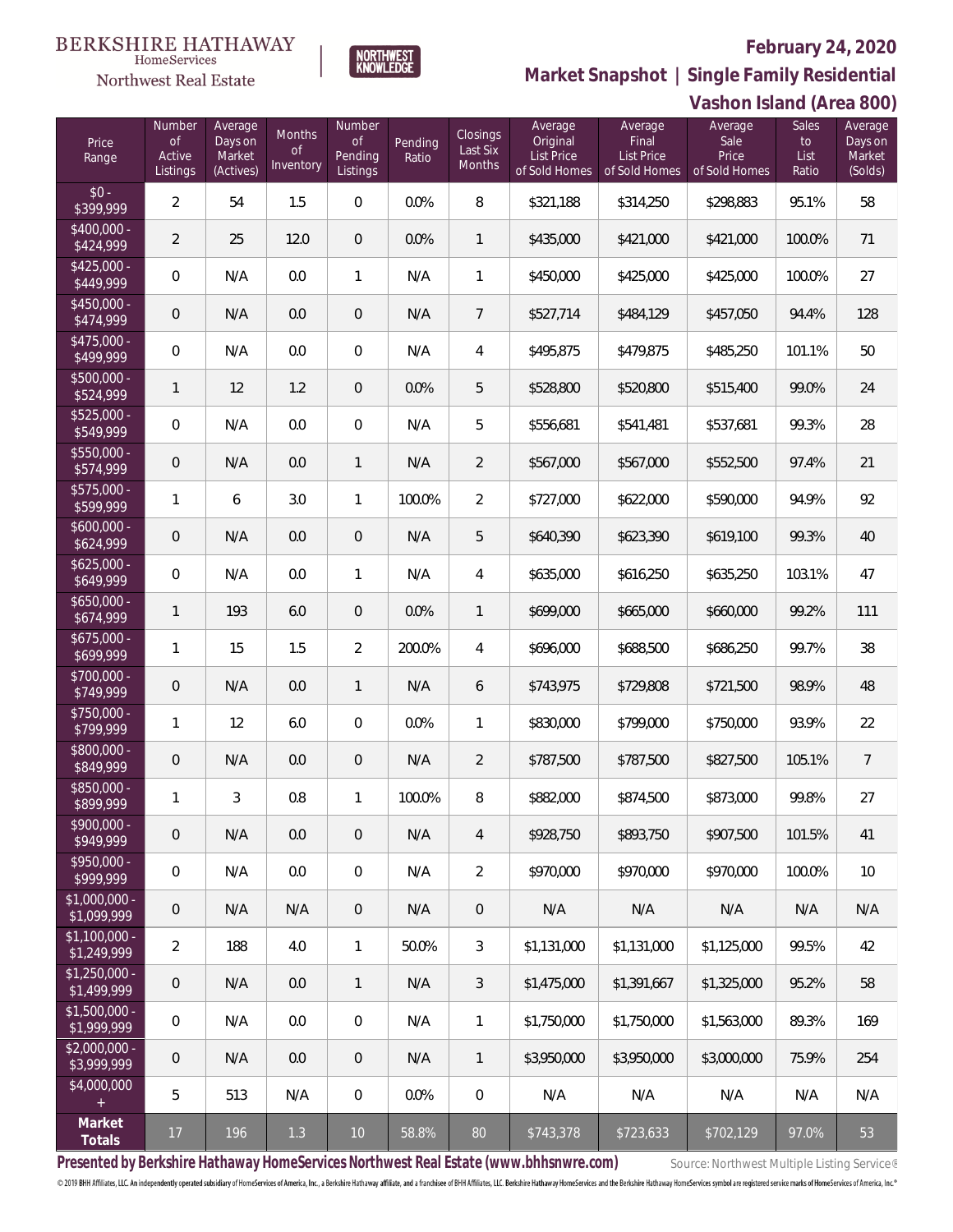BERKSHIRE HATHAWAY HomeServices Northwest Real Estate

NORTHWEST KNOWLEDGE

## February 24, 2020

## Market Snapshot | Single Family Residential

## Vashon Island (Area 800)

| Price Range | Number of Active Listings | Average Days on Market (Actives) | Months of Inventory | Number of Pending Listings | Pending Ratio | Closings Last Six Months | Average Original List Price of Sold Homes | Average Final List Price of Sold Homes | Average Sale Price of Sold Homes | Sales to List Ratio | Average Days on Market (Solds) |
|---|---|---|---|---|---|---|---|---|---|---|---|
| $0 - $399,999 | 2 | 54 | 1.5 | 0 | 0.0% | 8 | $321,188 | $314,250 | $298,883 | 95.1% | 58 |
| $400,000 - $424,999 | 2 | 25 | 12.0 | 0 | 0.0% | 1 | $435,000 | $421,000 | $421,000 | 100.0% | 71 |
| $425,000 - $449,999 | 0 | N/A | 0.0 | 1 | N/A | 1 | $450,000 | $425,000 | $425,000 | 100.0% | 27 |
| $450,000 - $474,999 | 0 | N/A | 0.0 | 0 | N/A | 7 | $527,714 | $484,129 | $457,050 | 94.4% | 128 |
| $475,000 - $499,999 | 0 | N/A | 0.0 | 0 | N/A | 4 | $495,875 | $479,875 | $485,250 | 101.1% | 50 |
| $500,000 - $524,999 | 1 | 12 | 1.2 | 0 | 0.0% | 5 | $528,800 | $520,800 | $515,400 | 99.0% | 24 |
| $525,000 - $549,999 | 0 | N/A | 0.0 | 0 | N/A | 5 | $556,681 | $541,481 | $537,681 | 99.3% | 28 |
| $550,000 - $574,999 | 0 | N/A | 0.0 | 1 | N/A | 2 | $567,000 | $567,000 | $552,500 | 97.4% | 21 |
| $575,000 - $599,999 | 1 | 6 | 3.0 | 1 | 100.0% | 2 | $727,000 | $622,000 | $590,000 | 94.9% | 92 |
| $600,000 - $624,999 | 0 | N/A | 0.0 | 0 | N/A | 5 | $640,390 | $623,390 | $619,100 | 99.3% | 40 |
| $625,000 - $649,999 | 0 | N/A | 0.0 | 1 | N/A | 4 | $635,000 | $616,250 | $635,250 | 103.1% | 47 |
| $650,000 - $674,999 | 1 | 193 | 6.0 | 0 | 0.0% | 1 | $699,000 | $665,000 | $660,000 | 99.2% | 111 |
| $675,000 - $699,999 | 1 | 15 | 1.5 | 2 | 200.0% | 4 | $696,000 | $688,500 | $686,250 | 99.7% | 38 |
| $700,000 - $749,999 | 0 | N/A | 0.0 | 1 | N/A | 6 | $743,975 | $729,808 | $721,500 | 98.9% | 48 |
| $750,000 - $799,999 | 1 | 12 | 6.0 | 0 | 0.0% | 1 | $830,000 | $799,000 | $750,000 | 93.9% | 22 |
| $800,000 - $849,999 | 0 | N/A | 0.0 | 0 | N/A | 2 | $787,500 | $787,500 | $827,500 | 105.1% | 7 |
| $850,000 - $899,999 | 1 | 3 | 0.8 | 1 | 100.0% | 8 | $882,000 | $874,500 | $873,000 | 99.8% | 27 |
| $900,000 - $949,999 | 0 | N/A | 0.0 | 0 | N/A | 4 | $928,750 | $893,750 | $907,500 | 101.5% | 41 |
| $950,000 - $999,999 | 0 | N/A | 0.0 | 0 | N/A | 2 | $970,000 | $970,000 | $970,000 | 100.0% | 10 |
| $1,000,000 - $1,099,999 | 0 | N/A | N/A | 0 | N/A | 0 | N/A | N/A | N/A | N/A | N/A |
| $1,100,000 - $1,249,999 | 2 | 188 | 4.0 | 1 | 50.0% | 3 | $1,131,000 | $1,131,000 | $1,125,000 | 99.5% | 42 |
| $1,250,000 - $1,499,999 | 0 | N/A | 0.0 | 1 | N/A | 3 | $1,475,000 | $1,391,667 | $1,325,000 | 95.2% | 58 |
| $1,500,000 - $1,999,999 | 0 | N/A | 0.0 | 0 | N/A | 1 | $1,750,000 | $1,750,000 | $1,563,000 | 89.3% | 169 |
| $2,000,000 - $3,999,999 | 0 | N/A | 0.0 | 0 | N/A | 1 | $3,950,000 | $3,950,000 | $3,000,000 | 75.9% | 254 |
| $4,000,000 + | 5 | 513 | N/A | 0 | 0.0% | 0 | N/A | N/A | N/A | N/A | N/A |
| **Market Totals** | 17 | 196 | 1.3 | 10 | 58.8% | 80 | $743,378 | $723,633 | $702,129 | 97.0% | 53 |

**Presented by Berkshire Hathaway HomeServices Northwest Real Estate (www.bhhsnwre.com)**

Source: Northwest Multiple Listing Service®

© 2019 BHH Affiliates, LLC. An independently operated subsidiary of HomeServices of America, Inc., a Berkshire Hathaway affiliate, and a franchisee of BHH Affiliates, LLC. Berkshire Hathaway HomeServices and the Berkshire Hathaway HomeServices symbol are registered service marks of HomeServices of America, Inc.®